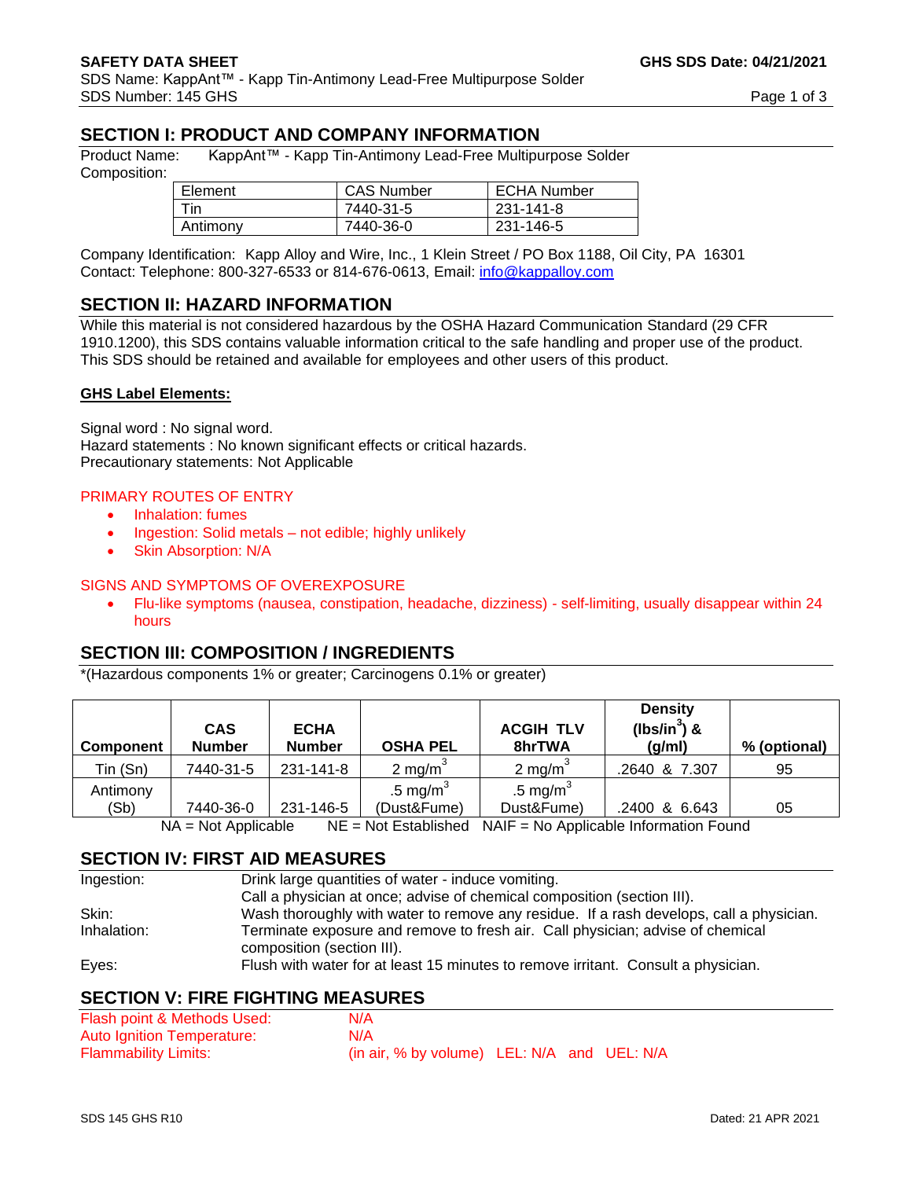**SAFETY DATA SHEET** **GHS SDS Date: 04/21/2021**

SDS Name: KappAnt™ - Kapp Tin-Antimony Lead-Free Multipurpose Solder
SDS Number: 145 GHS

## SECTION I: PRODUCT AND COMPANY INFORMATION

Product Name: KappAnt™ - Kapp Tin-Antimony Lead-Free Multipurpose Solder
Composition:

| Element | CAS Number | ECHA Number |
|---|---|---|
| Tin | 7440-31-5 | 231-141-8 |
| Antimony | 7440-36-0 | 231-146-5 |

Company Identification: Kapp Alloy and Wire, Inc., 1 Klein Street / PO Box 1188, Oil City, PA 16301
Contact: Telephone: 800-327-6533 or 814-676-0613, Email: info@kappalloy.com

## SECTION II: HAZARD INFORMATION

While this material is not considered hazardous by the OSHA Hazard Communication Standard (29 CFR 1910.1200), this SDS contains valuable information critical to the safe handling and proper use of the product. This SDS should be retained and available for employees and other users of this product.

**GHS Label Elements:**

Signal word : No signal word.
Hazard statements : No known significant effects or critical hazards.
Precautionary statements: Not Applicable

PRIMARY ROUTES OF ENTRY

- Inhalation: fumes
- Ingestion: Solid metals – not edible; highly unlikely
- Skin Absorption: N/A

SIGNS AND SYMPTOMS OF OVEREXPOSURE

- Flu-like symptoms (nausea, constipation, headache, dizziness) - self-limiting, usually disappear within 24 hours

## SECTION III: COMPOSITION / INGREDIENTS

*(Hazardous components 1% or greater; Carcinogens 0.1% or greater)

| Component | CAS Number | ECHA Number | OSHA PEL | ACGIH TLV 8hrTWA | Density (lbs/in$^3$) & (g/ml) | % (optional) |
|---|---|---|---|---|---|---|
| Tin (Sn) | 7440-31-5 | 231-141-8 | 2 mg/m$^3$ | 2 mg/m$^3$ | .2640 & 7.307 | 95 |
| Antimony (Sb) | 7440-36-0 | 231-146-5 | .5 mg/m$^3$ (Dust&Fume) | .5 mg/m$^3$ Dust&Fume) | .2400 & 6.643 | 05 |

NA = Not Applicable NE = Not Established NAIF = No Applicable Information Found

## SECTION IV: FIRST AID MEASURES

| | |
|---|---|
| Ingestion: | Drink large quantities of water - induce vomiting. Call a physician at once; advise of chemical composition (section III). |
| Skin: | Wash thoroughly with water to remove any residue. If a rash develops, call a physician. |
| Inhalation: | Terminate exposure and remove to fresh air. Call physician; advise of chemical composition (section III). |
| Eyes: | Flush with water for at least 15 minutes to remove irritant. Consult a physician. |

## SECTION V: FIRE FIGHTING MEASURES

| | |
|---|---|
| Flash point & Methods Used: | N/A |
| Auto Ignition Temperature: | N/A |
| Flammability Limits: | (in air, % by volume) LEL: N/A and UEL: N/A |

SDS 145 GHS R10 Dated: 21 APR 2021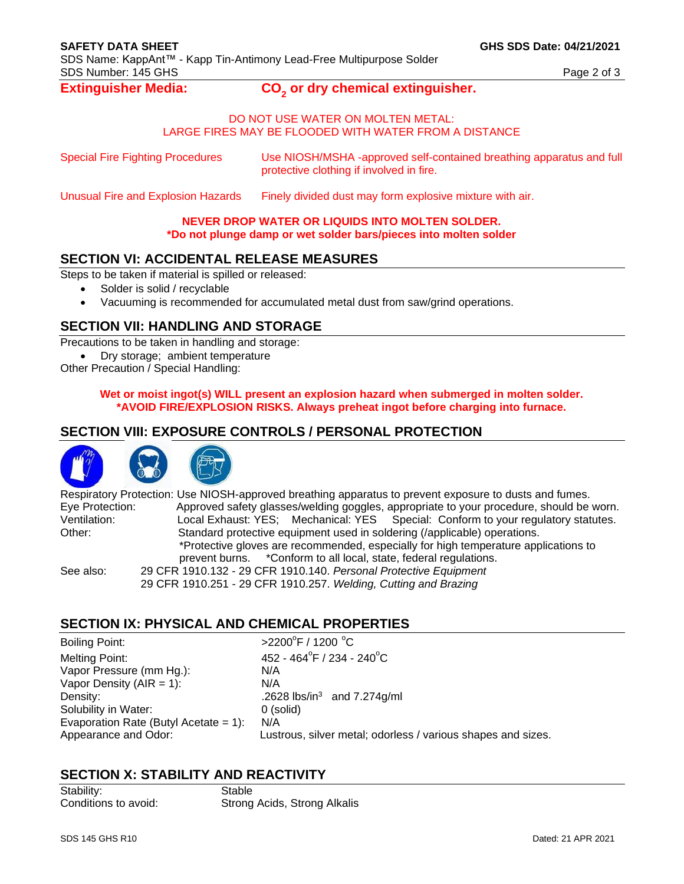**Extinguisher Media:** **$CO_2$ or dry chemical extinguisher.**

DO NOT USE WATER ON MOLTEN METAL:
LARGE FIRES MAY BE FLOODED WITH WATER FROM A DISTANCE

| | |
|---|---|
| Special Fire Fighting Procedures | Use NIOSH/MSHA -approved self-contained breathing apparatus and full protective clothing if involved in fire. |
| Unusual Fire and Explosion Hazards | Finely divided dust may form explosive mixture with air. |

**NEVER DROP WATER OR LIQUIDS INTO MOLTEN SOLDER.**
***Do not plunge damp or wet solder bars/pieces into molten solder**

## SECTION VI: ACCIDENTAL RELEASE MEASURES

Steps to be taken if material is spilled or released:

- Solder is solid / recyclable
- Vacuuming is recommended for accumulated metal dust from saw/grind operations.

## SECTION VII: HANDLING AND STORAGE

Precautions to be taken in handling and storage:

- Dry storage; ambient temperature

Other Precaution / Special Handling:

**Wet or moist ingot(s) WILL present an explosion hazard when submerged in molten solder.**
***AVOID FIRE/EXPLOSION RISKS. Always preheat ingot before charging into furnace.**

## SECTION VIII: EXPOSURE CONTROLS / PERSONAL PROTECTION

Respiratory Protection: Use NIOSH-approved breathing apparatus to prevent exposure to dusts and fumes.

Eye Protection: Approved safety glasses/welding goggles, appropriate to your procedure, should be worn.

Ventilation: Local Exhaust: YES; Mechanical: YES Special: Conform to your regulatory statutes.

Other: Standard protective equipment used in soldering (/applicable) operations.
*Protective gloves are recommended, especially for high temperature applications to prevent burns. *Conform to all local, state, federal regulations.

See also: 29 CFR 1910.132 - 29 CFR 1910.140. *Personal Protective Equipment*
29 CFR 1910.251 - 29 CFR 1910.257. *Welding, Cutting and Brazing*

## SECTION IX: PHYSICAL AND CHEMICAL PROPERTIES

| | |
|---|---|
| Boiling Point: | >2200°F / 1200 °C |
| Melting Point: | 452 - 464°F / 234 - 240°C |
| Vapor Pressure (mm Hg.): | N/A |
| Vapor Density (AIR = 1): | N/A |
| Density: | .2628 lbs/in$^3$ and 7.274g/ml |
| Solubility in Water: | 0 (solid) |
| Evaporation Rate (Butyl Acetate = 1): | N/A |
| Appearance and Odor: | Lustrous, silver metal; odorless / various shapes and sizes. |

## SECTION X: STABILITY AND REACTIVITY

| | |
|---|---|
| Stability: | Stable |
| Conditions to avoid: | Strong Acids, Strong Alkalis |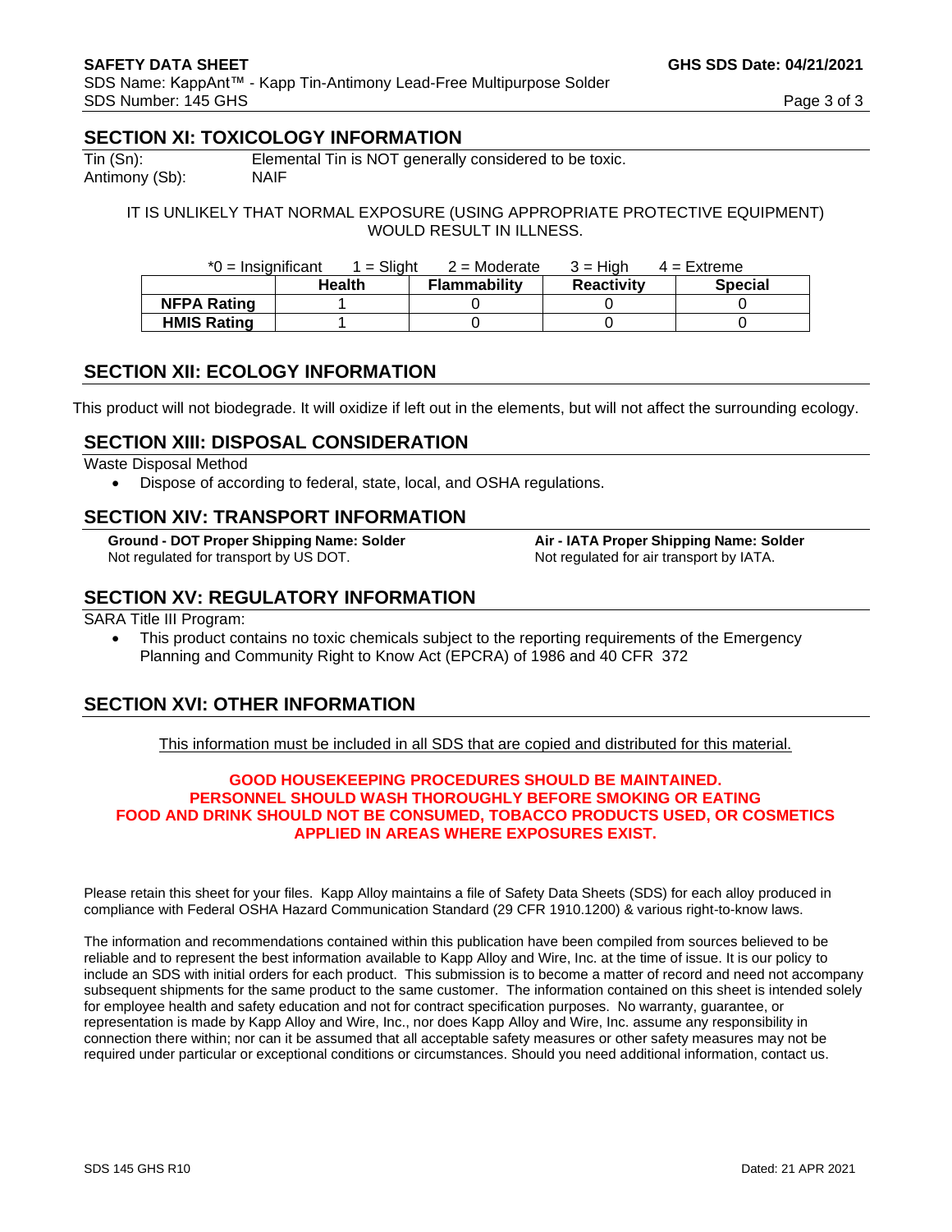## SECTION XI: TOXICOLOGY INFORMATION

Tin (Sn): Elemental Tin is NOT generally considered to be toxic.
Antimony (Sb): NAIF

IT IS UNLIKELY THAT NORMAL EXPOSURE (USING APPROPRIATE PROTECTIVE EQUIPMENT) WOULD RESULT IN ILLNESS.

*0 = Insignificant 1 = Slight 2 = Moderate 3 = High 4 = Extreme

| | Health | Flammability | Reactivity | Special |
|---|---|---|---|---|
| **NFPA Rating** | 1 | 0 | 0 | 0 |
| **HMIS Rating** | 1 | 0 | 0 | 0 |

## SECTION XII: ECOLOGY INFORMATION

This product will not biodegrade. It will oxidize if left out in the elements, but will not affect the surrounding ecology.

## SECTION XIII: DISPOSAL CONSIDERATION

Waste Disposal Method

- Dispose of according to federal, state, local, and OSHA regulations.

## SECTION XIV: TRANSPORT INFORMATION

**Ground - DOT Proper Shipping Name: Solder**
Not regulated for transport by US DOT.

**Air - IATA Proper Shipping Name: Solder**
Not regulated for air transport by IATA.

## SECTION XV: REGULATORY INFORMATION

SARA Title III Program:

- This product contains no toxic chemicals subject to the reporting requirements of the Emergency Planning and Community Right to Know Act (EPCRA) of 1986 and 40 CFR 372

## SECTION XVI: OTHER INFORMATION

This information must be included in all SDS that are copied and distributed for this material.

**GOOD HOUSEKEEPING PROCEDURES SHOULD BE MAINTAINED.**
**PERSONNEL SHOULD WASH THOROUGHLY BEFORE SMOKING OR EATING**
**FOOD AND DRINK SHOULD NOT BE CONSUMED, TOBACCO PRODUCTS USED, OR COSMETICS APPLIED IN AREAS WHERE EXPOSURES EXIST.**

Please retain this sheet for your files. Kapp Alloy maintains a file of Safety Data Sheets (SDS) for each alloy produced in compliance with Federal OSHA Hazard Communication Standard (29 CFR 1910.1200) & various right-to-know laws.

The information and recommendations contained within this publication have been compiled from sources believed to be reliable and to represent the best information available to Kapp Alloy and Wire, Inc. at the time of issue. It is our policy to include an SDS with initial orders for each product. This submission is to become a matter of record and need not accompany subsequent shipments for the same product to the same customer. The information contained on this sheet is intended solely for employee health and safety education and not for contract specification purposes. No warranty, guarantee, or representation is made by Kapp Alloy and Wire, Inc., nor does Kapp Alloy and Wire, Inc. assume any responsibility in connection there within; nor can it be assumed that all acceptable safety measures or other safety measures may not be required under particular or exceptional conditions or circumstances. Should you need additional information, contact us.